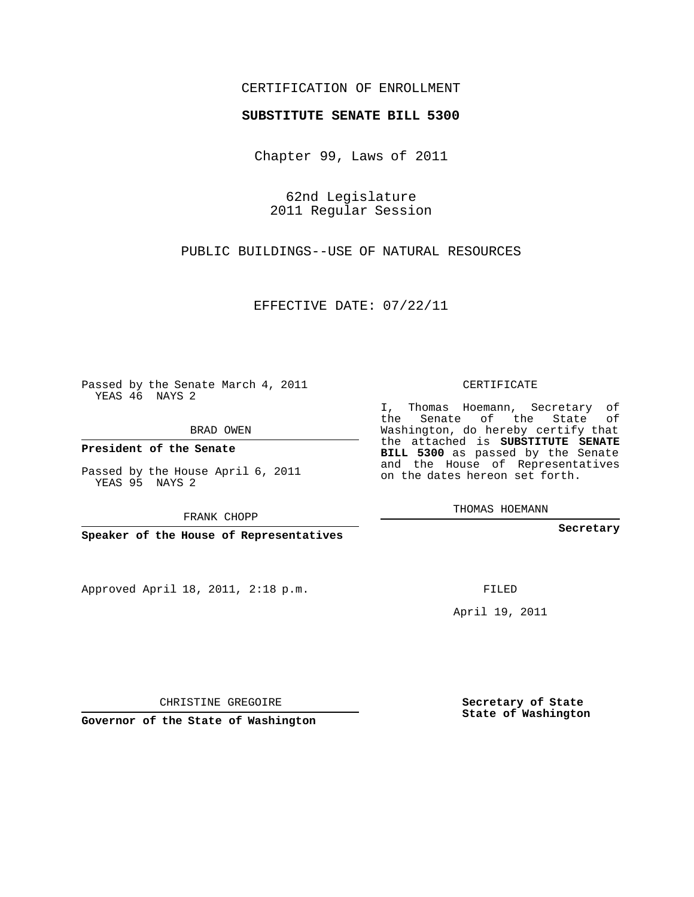CERTIFICATION OF ENROLLMENT

**SUBSTITUTE SENATE BILL 5300**

Chapter 99, Laws of 2011

62nd Legislature
2011 Regular Session

PUBLIC BUILDINGS--USE OF NATURAL RESOURCES

EFFECTIVE DATE: 07/22/11

Passed by the Senate March 4, 2011
YEAS 46 NAYS 2

BRAD OWEN

**President of the Senate**

Passed by the House April 6, 2011
YEAS 95 NAYS 2

FRANK CHOPP

**Speaker of the House of Representatives**

CERTIFICATE

I, Thomas Hoemann, Secretary of the Senate of the State of Washington, do hereby certify that the attached is **SUBSTITUTE SENATE BILL 5300** as passed by the Senate and the House of Representatives on the dates hereon set forth.

THOMAS HOEMANN

**Secretary**

Approved April 18, 2011, 2:18 p.m.

FILED

April 19, 2011

CHRISTINE GREGOIRE

**Governor of the State of Washington**

**Secretary of State**
**State of Washington**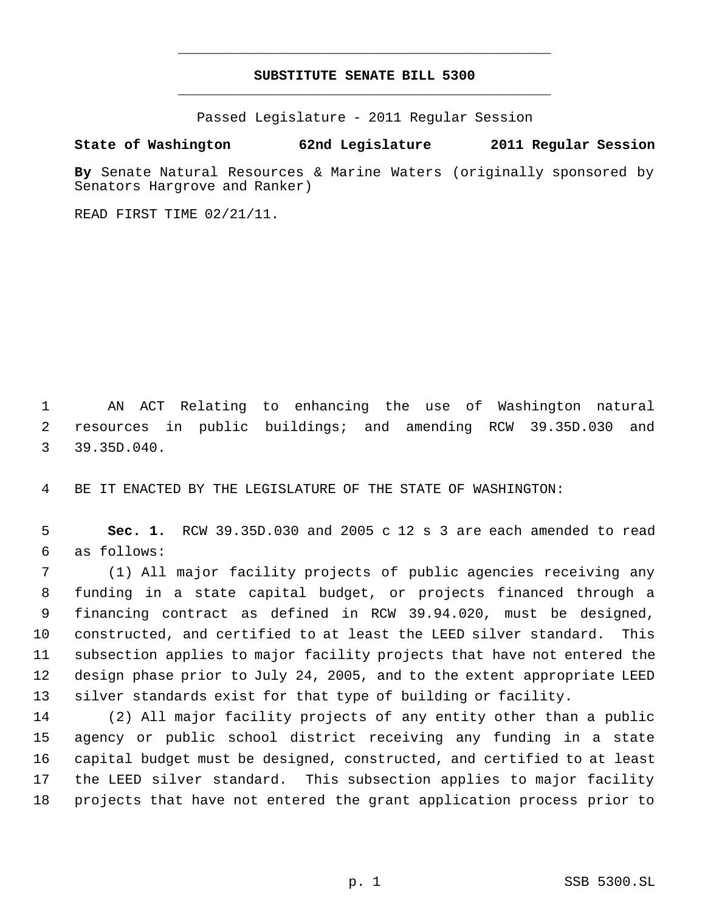# SUBSTITUTE SENATE BILL 5300

Passed Legislature - 2011 Regular Session

**State of Washington 62nd Legislature 2011 Regular Session**

**By** Senate Natural Resources & Marine Waters (originally sponsored by Senators Hargrove and Ranker)

READ FIRST TIME 02/21/11.

AN ACT Relating to enhancing the use of Washington natural resources in public buildings; and amending RCW 39.35D.030 and 39.35D.040.

BE IT ENACTED BY THE LEGISLATURE OF THE STATE OF WASHINGTON:

**Sec. 1.** RCW 39.35D.030 and 2005 c 12 s 3 are each amended to read as follows:

(1) All major facility projects of public agencies receiving any funding in a state capital budget, or projects financed through a financing contract as defined in RCW 39.94.020, must be designed, constructed, and certified to at least the LEED silver standard. This subsection applies to major facility projects that have not entered the design phase prior to July 24, 2005, and to the extent appropriate LEED silver standards exist for that type of building or facility.

(2) All major facility projects of any entity other than a public agency or public school district receiving any funding in a state capital budget must be designed, constructed, and certified to at least the LEED silver standard. This subsection applies to major facility projects that have not entered the grant application process prior to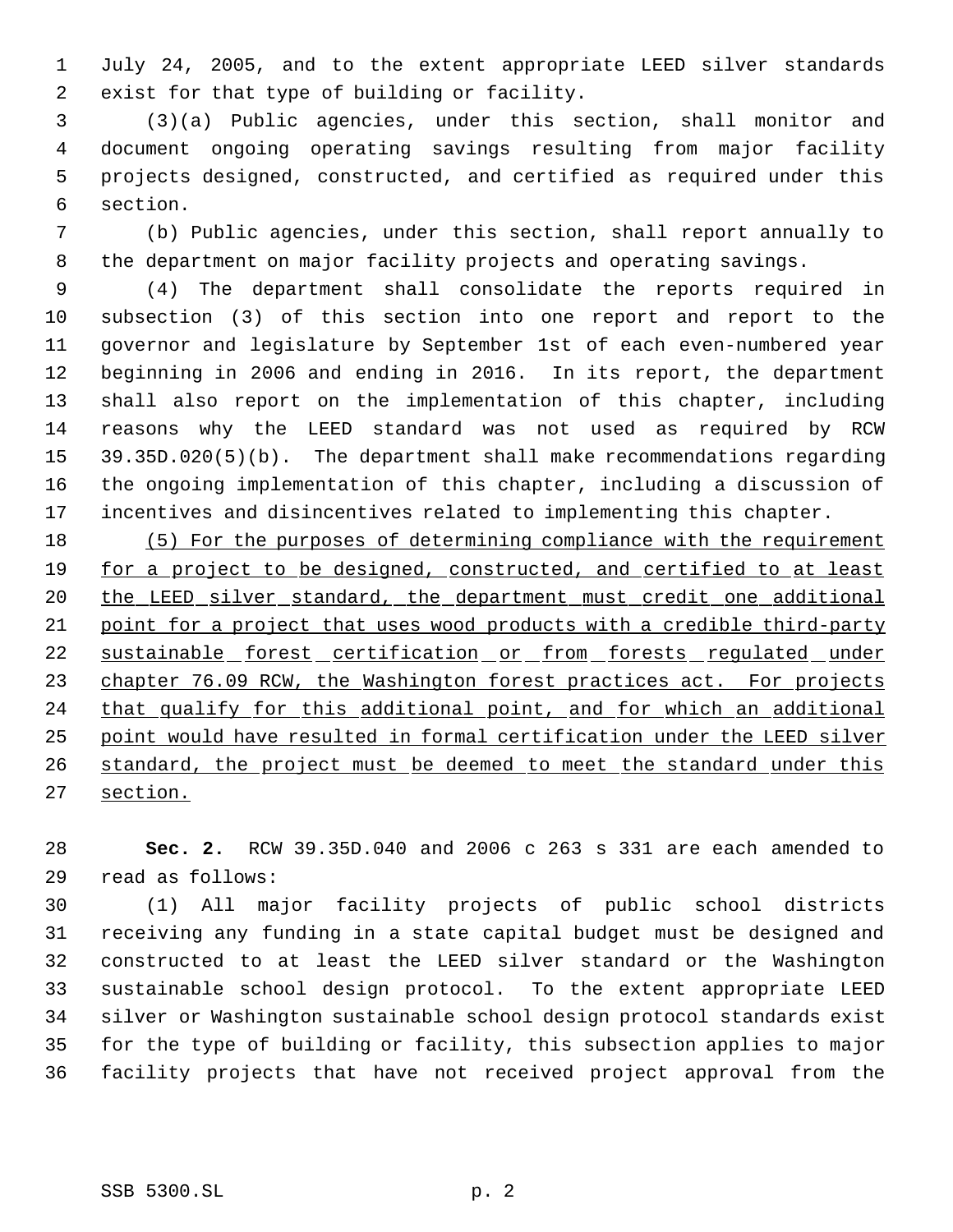July 24, 2005, and to the extent appropriate LEED silver standards exist for that type of building or facility.

(3)(a) Public agencies, under this section, shall monitor and document ongoing operating savings resulting from major facility projects designed, constructed, and certified as required under this section.

(b) Public agencies, under this section, shall report annually to the department on major facility projects and operating savings.

(4) The department shall consolidate the reports required in subsection (3) of this section into one report and report to the governor and legislature by September 1st of each even-numbered year beginning in 2006 and ending in 2016. In its report, the department shall also report on the implementation of this chapter, including reasons why the LEED standard was not used as required by RCW 39.35D.020(5)(b). The department shall make recommendations regarding the ongoing implementation of this chapter, including a discussion of incentives and disincentives related to implementing this chapter.

<u>(5) For the purposes of determining compliance with the requirement for a project to be designed, constructed, and certified to at least the LEED silver standard, the department must credit one additional point for a project that uses wood products with a credible third-party sustainable forest certification or from forests regulated under chapter 76.09 RCW, the Washington forest practices act. For projects that qualify for this additional point, and for which an additional point would have resulted in formal certification under the LEED silver standard, the project must be deemed to meet the standard under this section.</u>

**Sec. 2.** RCW 39.35D.040 and 2006 c 263 s 331 are each amended to read as follows:

(1) All major facility projects of public school districts receiving any funding in a state capital budget must be designed and constructed to at least the LEED silver standard or the Washington sustainable school design protocol. To the extent appropriate LEED silver or Washington sustainable school design protocol standards exist for the type of building or facility, this subsection applies to major facility projects that have not received project approval from the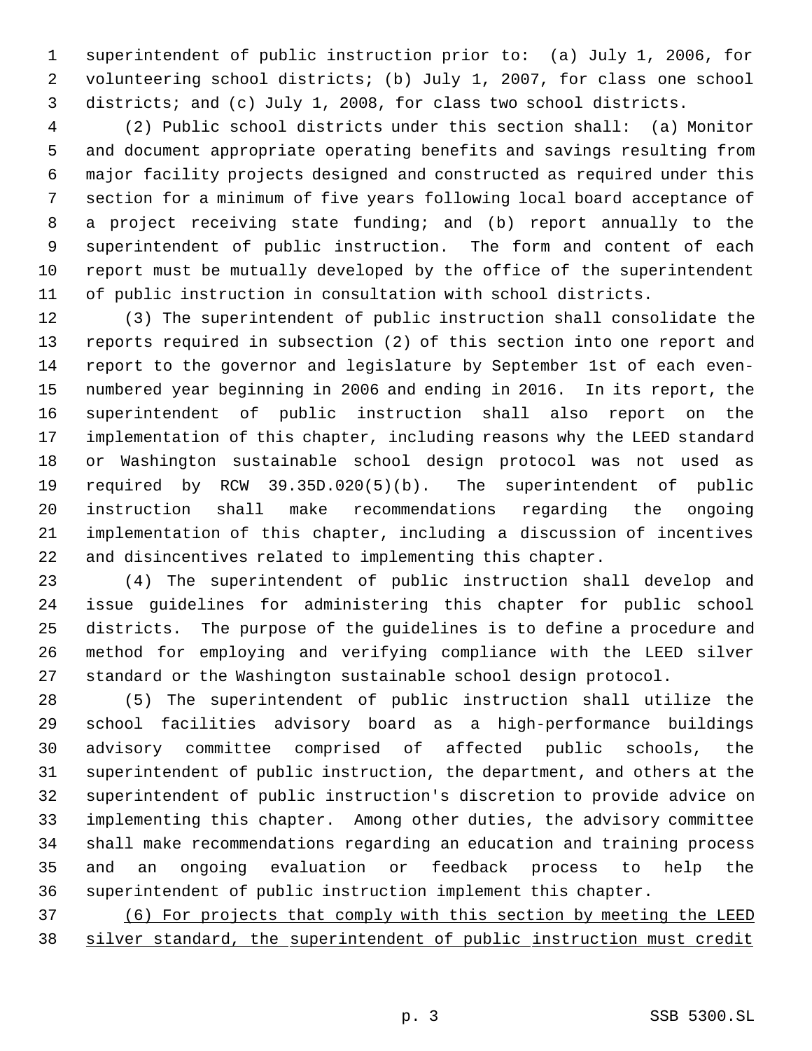superintendent of public instruction prior to: (a) July 1, 2006, for volunteering school districts; (b) July 1, 2007, for class one school districts; and (c) July 1, 2008, for class two school districts.

(2) Public school districts under this section shall: (a) Monitor and document appropriate operating benefits and savings resulting from major facility projects designed and constructed as required under this section for a minimum of five years following local board acceptance of a project receiving state funding; and (b) report annually to the superintendent of public instruction. The form and content of each report must be mutually developed by the office of the superintendent of public instruction in consultation with school districts.

(3) The superintendent of public instruction shall consolidate the reports required in subsection (2) of this section into one report and report to the governor and legislature by September 1st of each even-numbered year beginning in 2006 and ending in 2016. In its report, the superintendent of public instruction shall also report on the implementation of this chapter, including reasons why the LEED standard or Washington sustainable school design protocol was not used as required by RCW 39.35D.020(5)(b). The superintendent of public instruction shall make recommendations regarding the ongoing implementation of this chapter, including a discussion of incentives and disincentives related to implementing this chapter.

(4) The superintendent of public instruction shall develop and issue guidelines for administering this chapter for public school districts. The purpose of the guidelines is to define a procedure and method for employing and verifying compliance with the LEED silver standard or the Washington sustainable school design protocol.

(5) The superintendent of public instruction shall utilize the school facilities advisory board as a high-performance buildings advisory committee comprised of affected public schools, the superintendent of public instruction, the department, and others at the superintendent of public instruction's discretion to provide advice on implementing this chapter. Among other duties, the advisory committee shall make recommendations regarding an education and training process and an ongoing evaluation or feedback process to help the superintendent of public instruction implement this chapter.

<u>(6) For projects that comply with this section by meeting the LEED silver standard, the superintendent of public instruction must credit</u>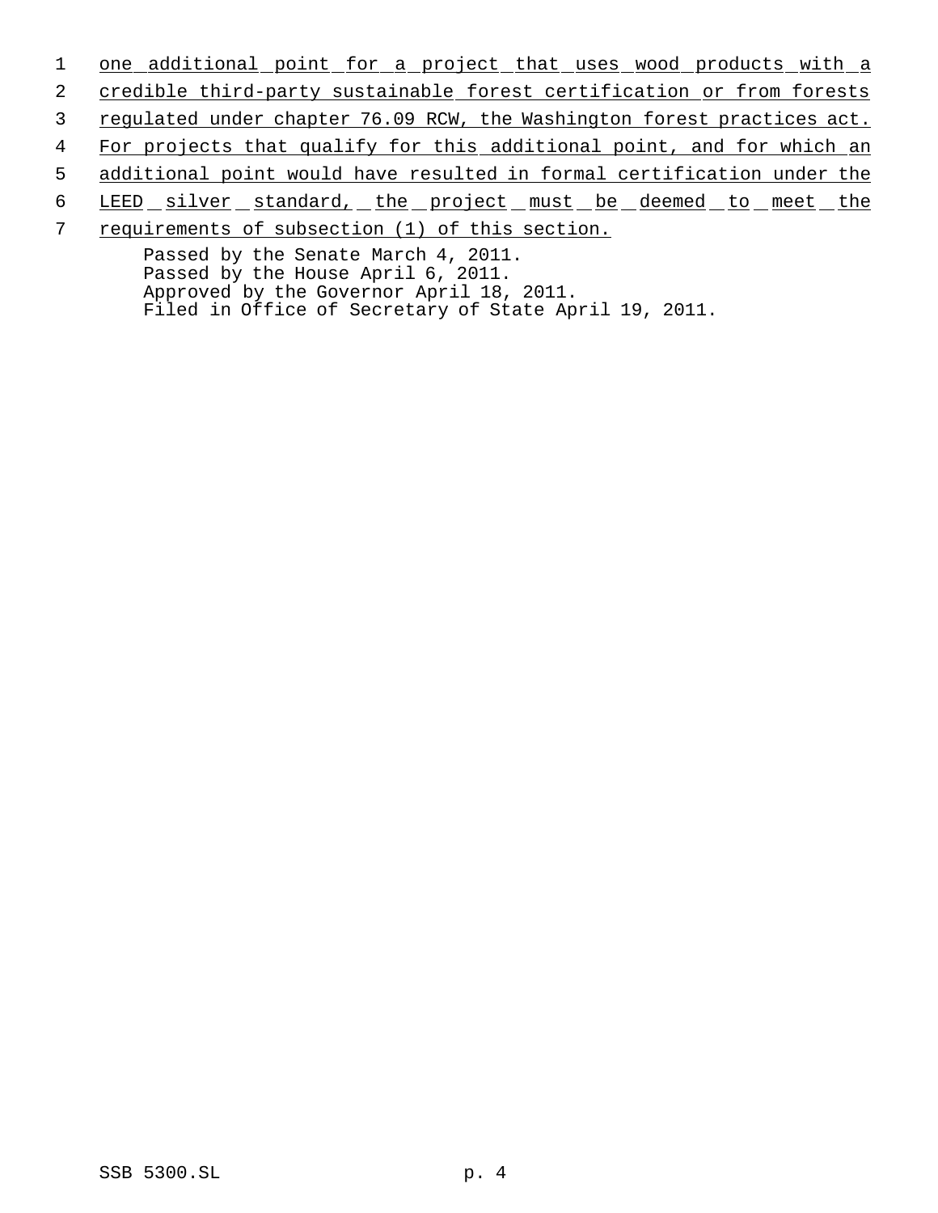one additional point for a project that uses wood products with a credible third-party sustainable forest certification or from forests regulated under chapter 76.09 RCW, the Washington forest practices act. For projects that qualify for this additional point, and for which an additional point would have resulted in formal certification under the LEED silver standard, the project must be deemed to meet the requirements of subsection (1) of this section.

Passed by the Senate March 4, 2011.
Passed by the House April 6, 2011.
Approved by the Governor April 18, 2011.
Filed in Office of Secretary of State April 19, 2011.